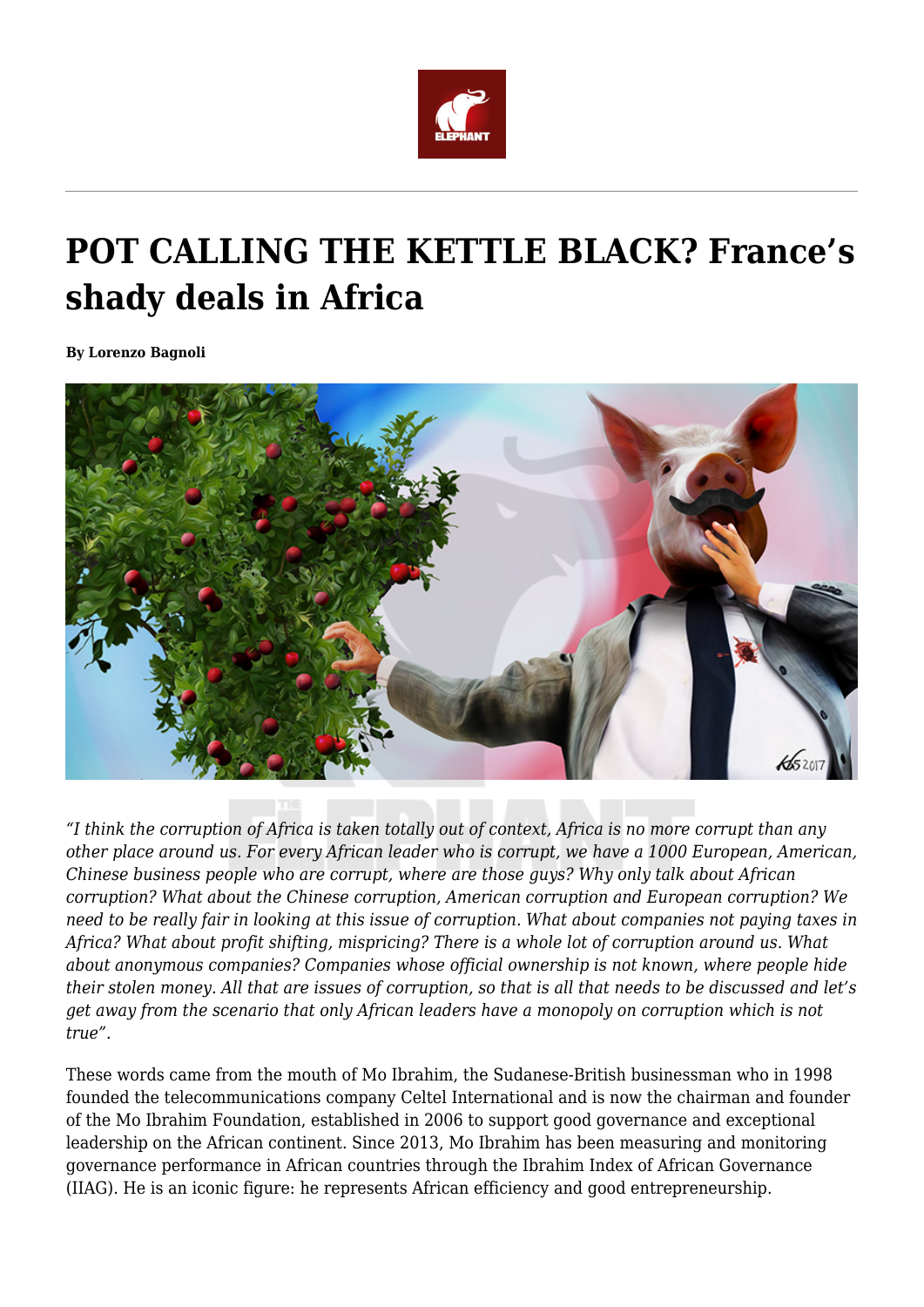# POT CALLING THE KETTLE BLACK? France's shady deals in Africa

**By Lorenzo Bagnoli**

*"I think the corruption of Africa is taken totally out of context, Africa is no more corrupt than any other place around us. For every African leader who is corrupt, we have a 1000 European, American, Chinese business people who are corrupt, where are those guys? Why only talk about African corruption? What about the Chinese corruption, American corruption and European corruption? We need to be really fair in looking at this issue of corruption. What about companies not paying taxes in Africa? What about profit shifting, mispricing? There is a whole lot of corruption around us. What about anonymous companies? Companies whose official ownership is not known, where people hide their stolen money. All that are issues of corruption, so that is all that needs to be discussed and let's get away from the scenario that only African leaders have a monopoly on corruption which is not true".*

These words came from the mouth of Mo Ibrahim, the Sudanese-British businessman who in 1998 founded the telecommunications company Celtel International and is now the chairman and founder of the Mo Ibrahim Foundation, established in 2006 to support good governance and exceptional leadership on the African continent. Since 2013, Mo Ibrahim has been measuring and monitoring governance performance in African countries through the Ibrahim Index of African Governance (IIAG). He is an iconic figure: he represents African efficiency and good entrepreneurship.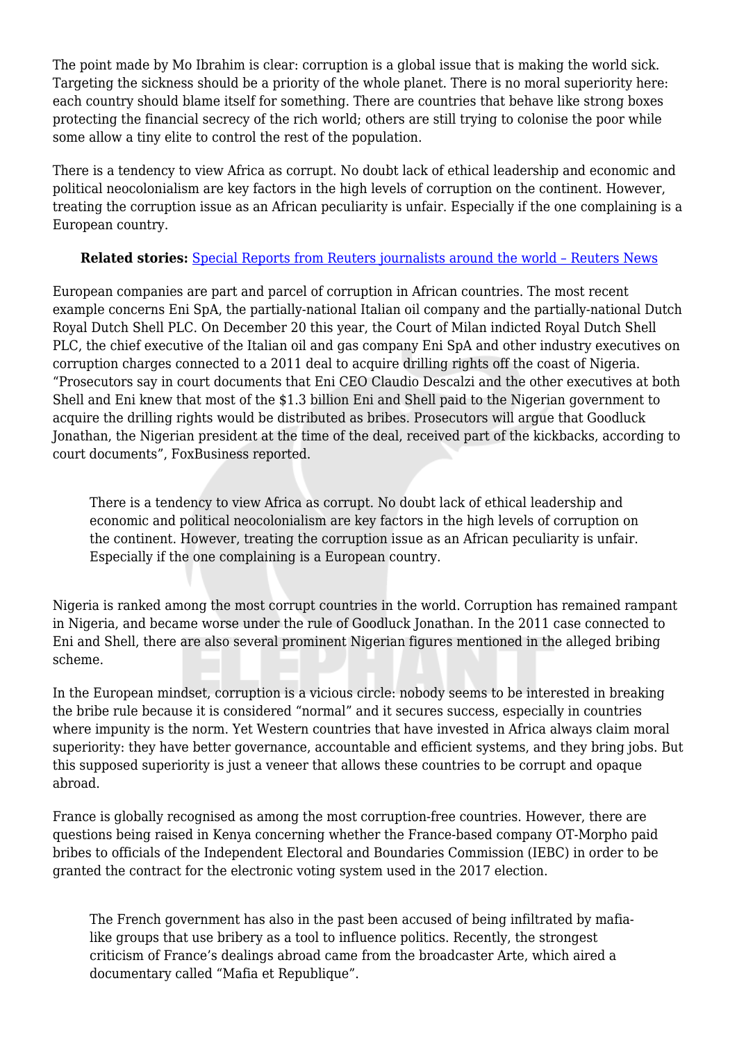The point made by Mo Ibrahim is clear: corruption is a global issue that is making the world sick. Targeting the sickness should be a priority of the whole planet. There is no moral superiority here: each country should blame itself for something. There are countries that behave like strong boxes protecting the financial secrecy of the rich world; others are still trying to colonise the poor while some allow a tiny elite to control the rest of the population.

There is a tendency to view Africa as corrupt. No doubt lack of ethical leadership and economic and political neocolonialism are key factors in the high levels of corruption on the continent. However, treating the corruption issue as an African peculiarity is unfair. Especially if the one complaining is a European country.

**Related stories:** [Special Reports from Reuters journalists around the world – Reuters News]()

European companies are part and parcel of corruption in African countries. The most recent example concerns Eni SpA, the partially-national Italian oil company and the partially-national Dutch Royal Dutch Shell PLC. On December 20 this year, the Court of Milan indicted Royal Dutch Shell PLC, the chief executive of the Italian oil and gas company Eni SpA and other industry executives on corruption charges connected to a 2011 deal to acquire drilling rights off the coast of Nigeria. "Prosecutors say in court documents that Eni CEO Claudio Descalzi and the other executives at both Shell and Eni knew that most of the $1.3 billion Eni and Shell paid to the Nigerian government to acquire the drilling rights would be distributed as bribes. Prosecutors will argue that Goodluck Jonathan, the Nigerian president at the time of the deal, received part of the kickbacks, according to court documents", FoxBusiness reported.

> There is a tendency to view Africa as corrupt. No doubt lack of ethical leadership and economic and political neocolonialism are key factors in the high levels of corruption on the continent. However, treating the corruption issue as an African peculiarity is unfair. Especially if the one complaining is a European country.

Nigeria is ranked among the most corrupt countries in the world. Corruption has remained rampant in Nigeria, and became worse under the rule of Goodluck Jonathan. In the 2011 case connected to Eni and Shell, there are also several prominent Nigerian figures mentioned in the alleged bribing scheme.

In the European mindset, corruption is a vicious circle: nobody seems to be interested in breaking the bribe rule because it is considered "normal" and it secures success, especially in countries where impunity is the norm. Yet Western countries that have invested in Africa always claim moral superiority: they have better governance, accountable and efficient systems, and they bring jobs. But this supposed superiority is just a veneer that allows these countries to be corrupt and opaque abroad.

France is globally recognised as among the most corruption-free countries. However, there are questions being raised in Kenya concerning whether the France-based company OT-Morpho paid bribes to officials of the Independent Electoral and Boundaries Commission (IEBC) in order to be granted the contract for the electronic voting system used in the 2017 election.

> The French government has also in the past been accused of being infiltrated by mafia-like groups that use bribery as a tool to influence politics. Recently, the strongest criticism of France's dealings abroad came from the broadcaster Arte, which aired a documentary called "Mafia et Republique".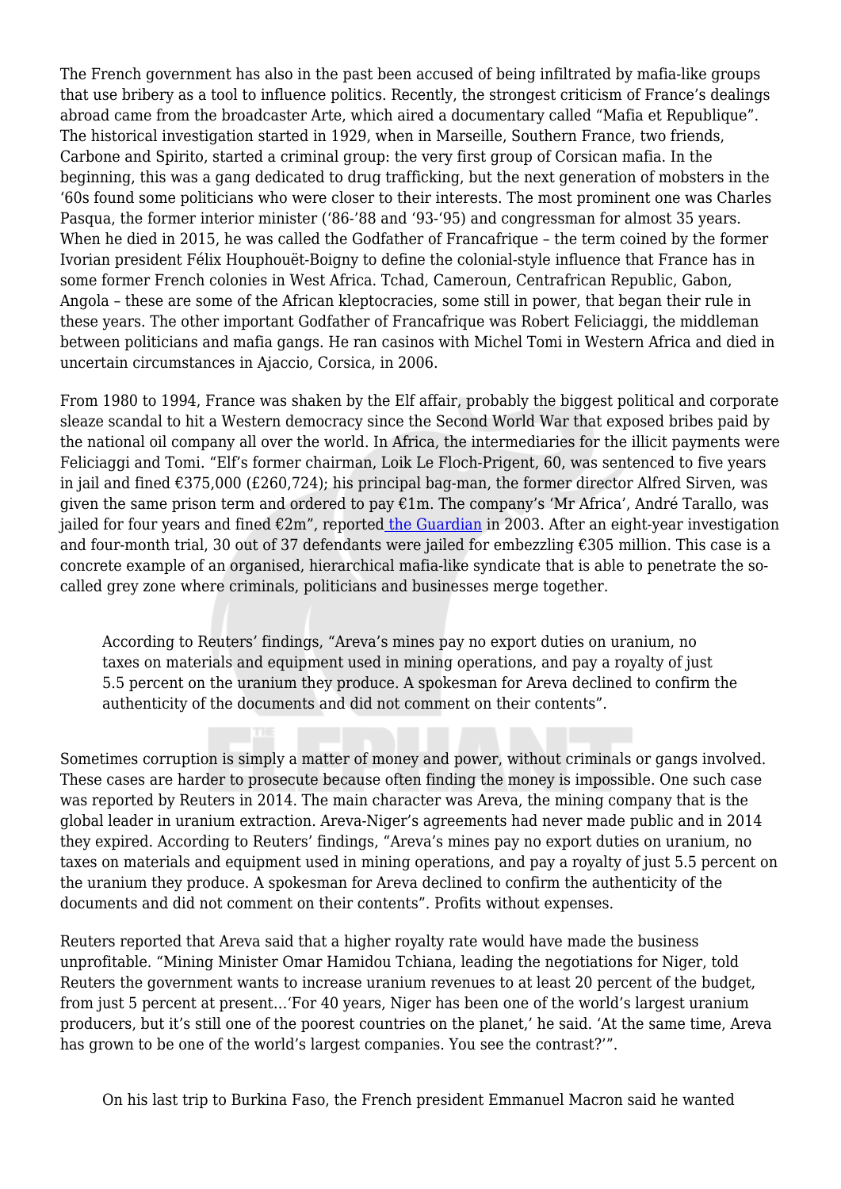The French government has also in the past been accused of being infiltrated by mafia-like groups that use bribery as a tool to influence politics. Recently, the strongest criticism of France's dealings abroad came from the broadcaster Arte, which aired a documentary called "Mafia et Republique". The historical investigation started in 1929, when in Marseille, Southern France, two friends, Carbone and Spirito, started a criminal group: the very first group of Corsican mafia. In the beginning, this was a gang dedicated to drug trafficking, but the next generation of mobsters in the '60s found some politicians who were closer to their interests. The most prominent one was Charles Pasqua, the former interior minister ('86-'88 and '93-'95) and congressman for almost 35 years. When he died in 2015, he was called the Godfather of Francafrique – the term coined by the former Ivorian president Félix Houphouët-Boigny to define the colonial-style influence that France has in some former French colonies in West Africa. Tchad, Cameroun, Centrafrican Republic, Gabon, Angola – these are some of the African kleptocracies, some still in power, that began their rule in these years. The other important Godfather of Francafrique was Robert Feliciaggi, the middleman between politicians and mafia gangs. He ran casinos with Michel Tomi in Western Africa and died in uncertain circumstances in Ajaccio, Corsica, in 2006.

From 1980 to 1994, France was shaken by the Elf affair, probably the biggest political and corporate sleaze scandal to hit a Western democracy since the Second World War that exposed bribes paid by the national oil company all over the world. In Africa, the intermediaries for the illicit payments were Feliciaggi and Tomi. "Elf's former chairman, Loik Le Floch-Prigent, 60, was sentenced to five years in jail and fined €375,000 (£260,724); his principal bag-man, the former director Alfred Sirven, was given the same prison term and ordered to pay €1m. The company's 'Mr Africa', André Tarallo, was jailed for four years and fined €2m", reported the Guardian in 2003. After an eight-year investigation and four-month trial, 30 out of 37 defendants were jailed for embezzling €305 million. This case is a concrete example of an organised, hierarchical mafia-like syndicate that is able to penetrate the so-called grey zone where criminals, politicians and businesses merge together.

> According to Reuters' findings, "Areva's mines pay no export duties on uranium, no taxes on materials and equipment used in mining operations, and pay a royalty of just 5.5 percent on the uranium they produce. A spokesman for Areva declined to confirm the authenticity of the documents and did not comment on their contents".

Sometimes corruption is simply a matter of money and power, without criminals or gangs involved. These cases are harder to prosecute because often finding the money is impossible. One such case was reported by Reuters in 2014. The main character was Areva, the mining company that is the global leader in uranium extraction. Areva-Niger's agreements had never made public and in 2014 they expired. According to Reuters' findings, "Areva's mines pay no export duties on uranium, no taxes on materials and equipment used in mining operations, and pay a royalty of just 5.5 percent on the uranium they produce. A spokesman for Areva declined to confirm the authenticity of the documents and did not comment on their contents". Profits without expenses.

Reuters reported that Areva said that a higher royalty rate would have made the business unprofitable. "Mining Minister Omar Hamidou Tchiana, leading the negotiations for Niger, told Reuters the government wants to increase uranium revenues to at least 20 percent of the budget, from just 5 percent at present…'For 40 years, Niger has been one of the world's largest uranium producers, but it's still one of the poorest countries on the planet,' he said. 'At the same time, Areva has grown to be one of the world's largest companies. You see the contrast?'".

> On his last trip to Burkina Faso, the French president Emmanuel Macron said he wanted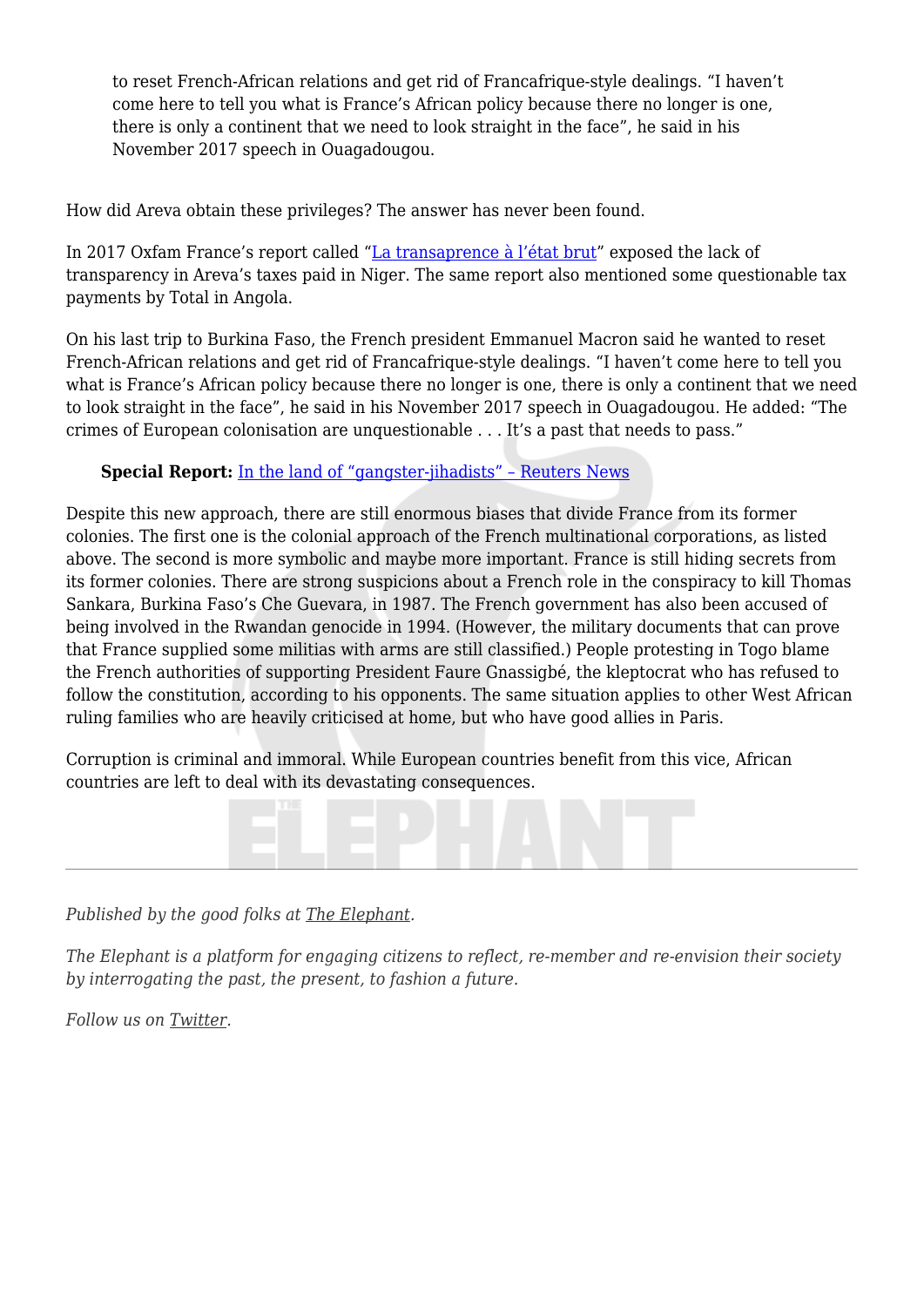> to reset French-African relations and get rid of Francafrique-style dealings. “I haven’t come here to tell you what is France’s African policy because there no longer is one, there is only a continent that we need to look straight in the face”, he said in his November 2017 speech in Ouagadougou.

How did Areva obtain these privileges? The answer has never been found.

In 2017 Oxfam France’s report called “La transaprence à l’état brut” exposed the lack of transparency in Areva’s taxes paid in Niger. The same report also mentioned some questionable tax payments by Total in Angola.

On his last trip to Burkina Faso, the French president Emmanuel Macron said he wanted to reset French-African relations and get rid of Francafrique-style dealings. “I haven’t come here to tell you what is France’s African policy because there no longer is one, there is only a continent that we need to look straight in the face”, he said in his November 2017 speech in Ouagadougou. He added: “The crimes of European colonisation are unquestionable . . . It’s a past that needs to pass.”

> **Special Report:** In the land of “gangster-jihadists” – Reuters News

Despite this new approach, there are still enormous biases that divide France from its former colonies. The first one is the colonial approach of the French multinational corporations, as listed above. The second is more symbolic and maybe more important. France is still hiding secrets from its former colonies. There are strong suspicions about a French role in the conspiracy to kill Thomas Sankara, Burkina Faso’s Che Guevara, in 1987. The French government has also been accused of being involved in the Rwandan genocide in 1994. (However, the military documents that can prove that France supplied some militias with arms are still classified.) People protesting in Togo blame the French authorities of supporting President Faure Gnassigbé, the kleptocrat who has refused to follow the constitution, according to his opponents. The same situation applies to other West African ruling families who are heavily criticised at home, but who have good allies in Paris.

Corruption is criminal and immoral. While European countries benefit from this vice, African countries are left to deal with its devastating consequences.

---

*Published by the good folks at The Elephant.*

*The Elephant is a platform for engaging citizens to reflect, re-member and re-envision their society by interrogating the past, the present, to fashion a future.*

*Follow us on Twitter.*